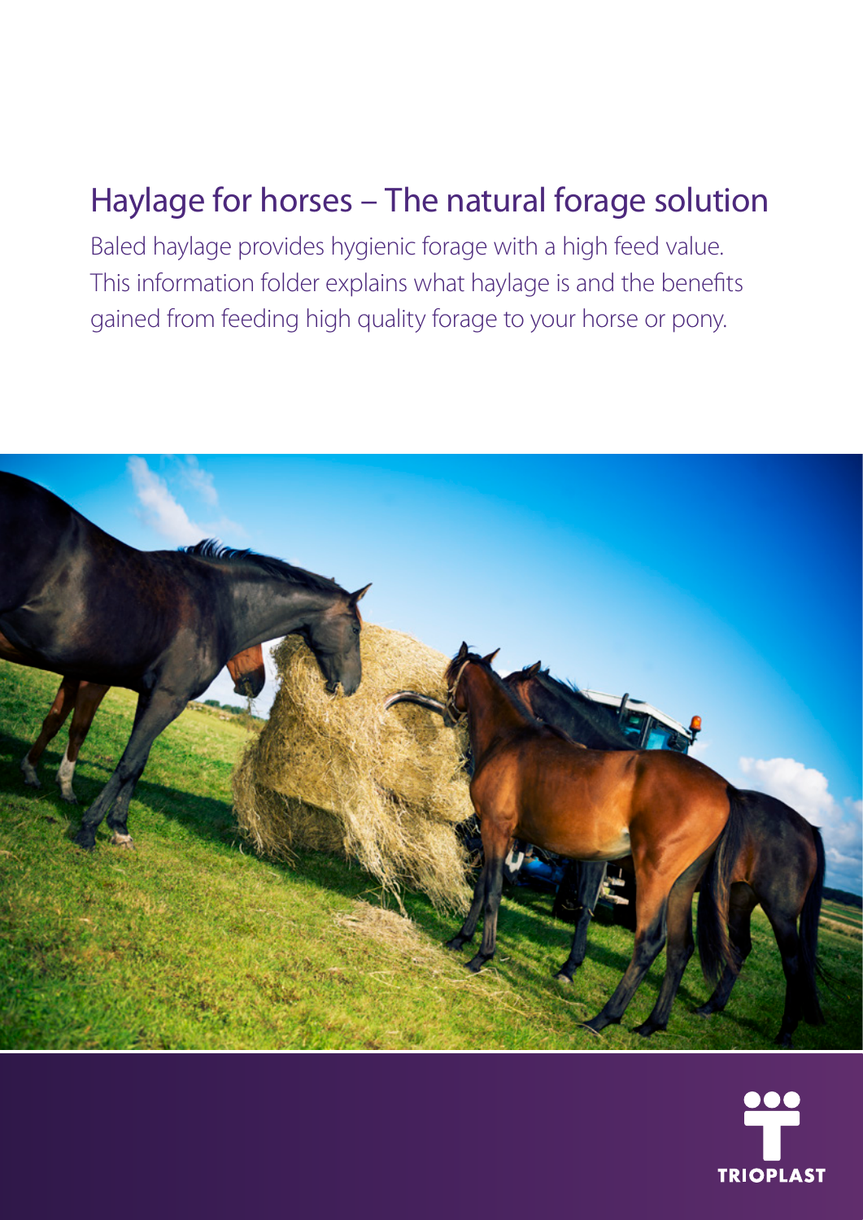# Haylage for horses – The natural forage solution

Baled haylage provides hygienic forage with a high feed value. This information folder explains what haylage is and the benefits gained from feeding high quality forage to your horse or pony.

TRIOPLAST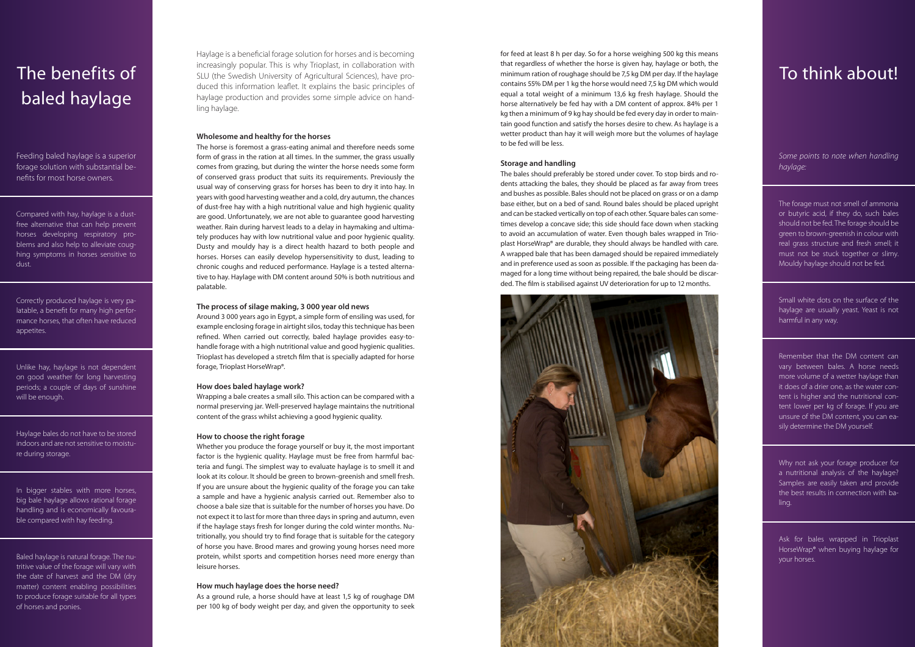# The benefits of baled haylage

Feeding baled haylage is a superior forage solution with substantial benefits for most horse owners.

Compared with hay, haylage is a dust-free alternative that can help prevent horses developing respiratory problems and also help to alleviate coughing symptoms in horses sensitive to dust.

Correctly produced haylage is very palatable, a benefit for many high performance horses, that often have reduced appetites.

Unlike hay, haylage is not dependent on good weather for long harvesting periods; a couple of days of sunshine will be enough.

Haylage bales do not have to be stored indoors and are not sensitive to moisture during storage.

In bigger stables with more horses, big bale haylage allows rational forage handling and is economically favourable compared with hay feeding.

Baled haylage is natural forage. The nutritive value of the forage will vary with the date of harvest and the DM (dry matter) content enabling possibilities to produce forage suitable for all types of horses and ponies.

Haylage is a beneficial forage solution for horses and is becoming increasingly popular. This is why Trioplast, in collaboration with SLU (the Swedish University of Agricultural Sciences), have produced this information leaflet. It explains the basic principles of haylage production and provides some simple advice on handling haylage.

### Wholesome and healthy for the horses

The horse is foremost a grass-eating animal and therefore needs some form of grass in the ration at all times. In the summer, the grass usually comes from grazing, but during the winter the horse needs some form of conserved grass product that suits its requirements. Previously the usual way of conserving grass for horses has been to dry it into hay. In years with good harvesting weather and a cold, dry autumn, the chances of dust-free hay with a high nutritional value and high hygienic quality are good. Unfortunately, we are not able to guarantee good harvesting weather. Rain during harvest leads to a delay in haymaking and ultimately produces hay with low nutritional value and poor hygienic quality. Dusty and mouldy hay is a direct health hazard to both people and horses. Horses can easily develop hypersensitivity to dust, leading to chronic coughs and reduced performance. Haylage is a tested alternative to hay. Haylage with DM content around 50% is both nutritious and palatable.

### The process of silage making, 3 000 year old news

Around 3 000 years ago in Egypt, a simple form of ensiling was used, for example enclosing forage in airtight silos, today this technique has been refined. When carried out correctly, baled haylage provides easy-to-handle forage with a high nutritional value and good hygienic qualities. Trioplast has developed a stretch film that is specially adapted for horse forage, Trioplast HorseWrap®.

### How does baled haylage work?

Wrapping a bale creates a small silo. This action can be compared with a normal preserving jar. Well-preserved haylage maintains the nutritional content of the grass whilst achieving a good hygienic quality.

### How to choose the right forage

Whether you produce the forage yourself or buy it, the most important factor is the hygienic quality. Haylage must be free from harmful bacteria and fungi. The simplest way to evaluate haylage is to smell it and look at its colour. It should be green to brown-greenish and smell fresh. If you are unsure about the hygienic quality of the forage you can take a sample and have a hygienic analysis carried out. Remember also to choose a bale size that is suitable for the number of horses you have. Do not expect it to last for more than three days in spring and autumn, even if the haylage stays fresh for longer during the cold winter months. Nutritionally, you should try to find forage that is suitable for the category of horse you have. Brood mares and growing young horses need more protein, whilst sports and competition horses need more energy than leisure horses.

### How much haylage does the horse need?

As a ground rule, a horse should have at least 1,5 kg of roughage DM per 100 kg of body weight per day, and given the opportunity to seek for feed at least 8 h per day. So for a horse weighing 500 kg this means that regardless of whether the horse is given hay, haylage or both, the minimum ration of roughage should be 7,5 kg DM per day. If the haylage contains 55% DM per 1 kg the horse would need 7,5 kg DM which would equal a total weight of a minimum 13,6 kg fresh haylage. Should the horse alternatively be fed hay with a DM content of approx. 84% per 1 kg then a minimum of 9 kg hay should be fed every day in order to maintain good function and satisfy the horses desire to chew. As haylage is a wetter product than hay it will weigh more but the volumes of haylage to be fed will be less.

### Storage and handling

The bales should preferably be stored under cover. To stop birds and rodents attacking the bales, they should be placed as far away from trees and bushes as possible. Bales should not be placed on grass or on a damp base either, but on a bed of sand. Round bales should be placed upright and can be stacked vertically on top of each other. Square bales can sometimes develop a concave side; this side should face down when stacking to avoid an accumulation of water. Even though bales wrapped in Trioplast HorseWrap® are durable, they should always be handled with care. A wrapped bale that has been damaged should be repaired immediately and in preference used as soon as possible. If the packaging has been damaged for a long time without being repaired, the bale should be discarded. The film is stabilised against UV deterioration for up to 12 months.

# To think about!

*Some points to note when handling haylage:*

The forage must not smell of ammonia or butyric acid, if they do, such bales should not be fed. The forage should be green to brown-greenish in colour with real grass structure and fresh smell; it must not be stuck together or slimy. Mouldy haylage should not be fed.

Small white dots on the surface of the haylage are usually yeast. Yeast is not harmful in any way.

Remember that the DM content can vary between bales. A horse needs more volume of a wetter haylage than it does of a drier one, as the water content is higher and the nutritional content lower per kg of forage. If you are unsure of the DM content, you can easily determine the DM yourself.

Why not ask your forage producer for a nutritional analysis of the haylage? Samples are easily taken and provide the best results in connection with baling.

Ask for bales wrapped in Trioplast HorseWrap® when buying haylage for your horses.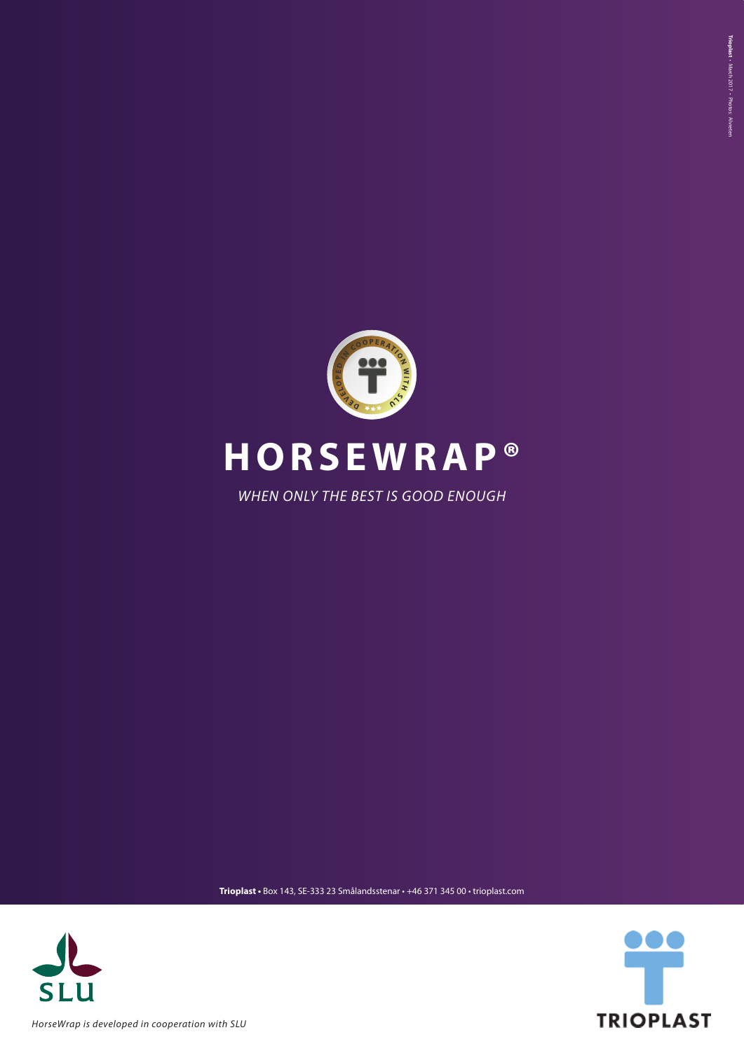# HORSEWRAP®

*WHEN ONLY THE BEST IS GOOD ENOUGH*

**Trioplast** • Box 143, SE-333 23 Smålandsstenar • +46 371 345 00 • trioplast.com

*HorseWrap is developed in cooperation with SLU*